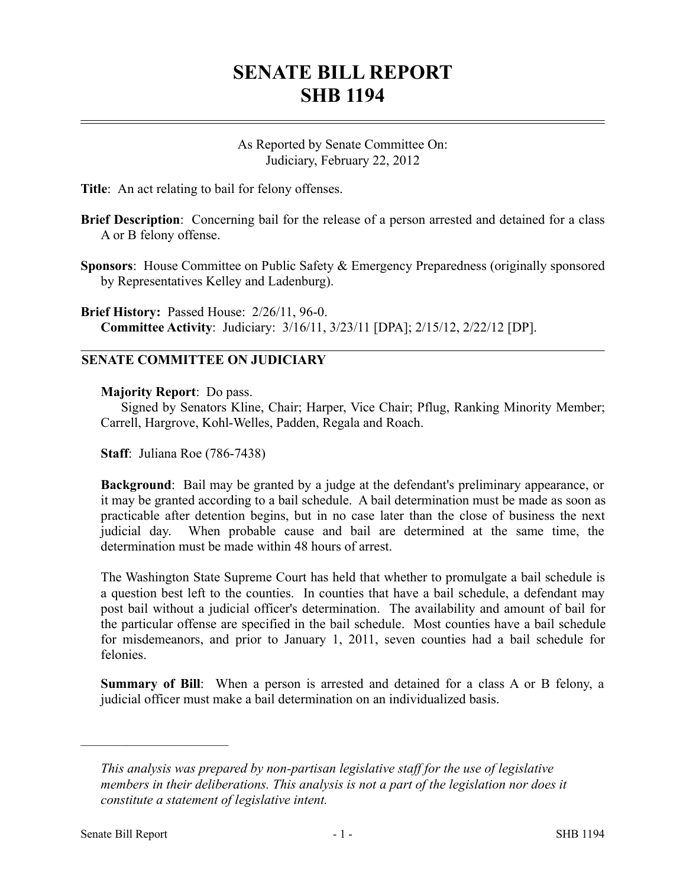# SENATE BILL REPORT
# SHB 1194

As Reported by Senate Committee On:
Judiciary, February 22, 2012

**Title**: An act relating to bail for felony offenses.

**Brief Description**: Concerning bail for the release of a person arrested and detained for a class A or B felony offense.

**Sponsors**: House Committee on Public Safety & Emergency Preparedness (originally sponsored by Representatives Kelley and Ladenburg).

**Brief History:** Passed House: 2/26/11, 96-0.
**Committee Activity**: Judiciary: 3/16/11, 3/23/11 [DPA]; 2/15/12, 2/22/12 [DP].

## SENATE COMMITTEE ON JUDICIARY

**Majority Report**: Do pass.
Signed by Senators Kline, Chair; Harper, Vice Chair; Pflug, Ranking Minority Member; Carrell, Hargrove, Kohl-Welles, Padden, Regala and Roach.

**Staff**: Juliana Roe (786-7438)

**Background**: Bail may be granted by a judge at the defendant's preliminary appearance, or it may be granted according to a bail schedule. A bail determination must be made as soon as practicable after detention begins, but in no case later than the close of business the next judicial day. When probable cause and bail are determined at the same time, the determination must be made within 48 hours of arrest.

The Washington State Supreme Court has held that whether to promulgate a bail schedule is a question best left to the counties. In counties that have a bail schedule, a defendant may post bail without a judicial officer's determination. The availability and amount of bail for the particular offense are specified in the bail schedule. Most counties have a bail schedule for misdemeanors, and prior to January 1, 2011, seven counties had a bail schedule for felonies.

**Summary of Bill**: When a person is arrested and detained for a class A or B felony, a judicial officer must make a bail determination on an individualized basis.

---

*This analysis was prepared by non-partisan legislative staff for the use of legislative members in their deliberations. This analysis is not a part of the legislation nor does it constitute a statement of legislative intent.*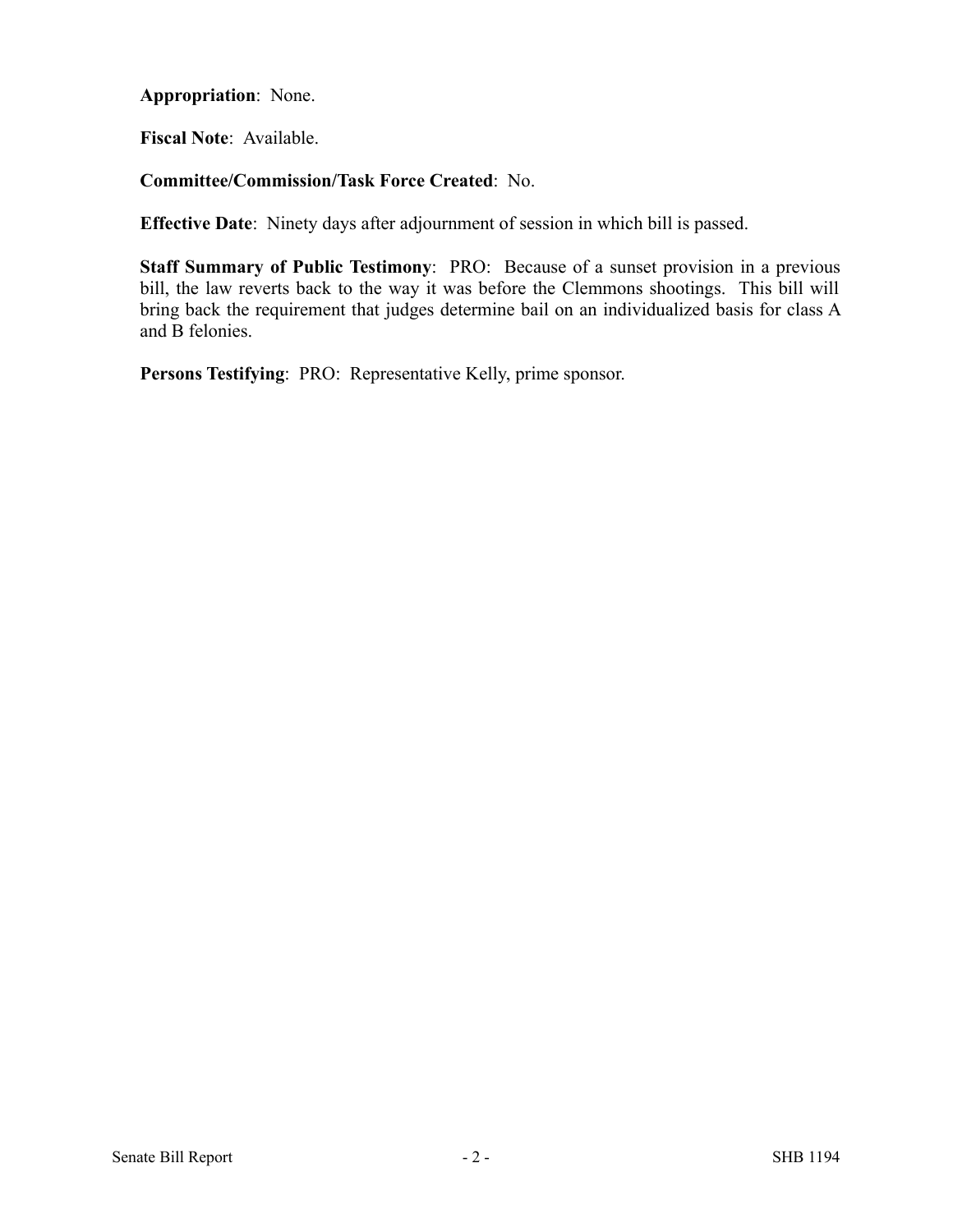**Appropriation**: None.

**Fiscal Note**: Available.

**Committee/Commission/Task Force Created**: No.

**Effective Date**: Ninety days after adjournment of session in which bill is passed.

**Staff Summary of Public Testimony**: PRO: Because of a sunset provision in a previous bill, the law reverts back to the way it was before the Clemmons shootings. This bill will bring back the requirement that judges determine bail on an individualized basis for class A and B felonies.

**Persons Testifying**: PRO: Representative Kelly, prime sponsor.